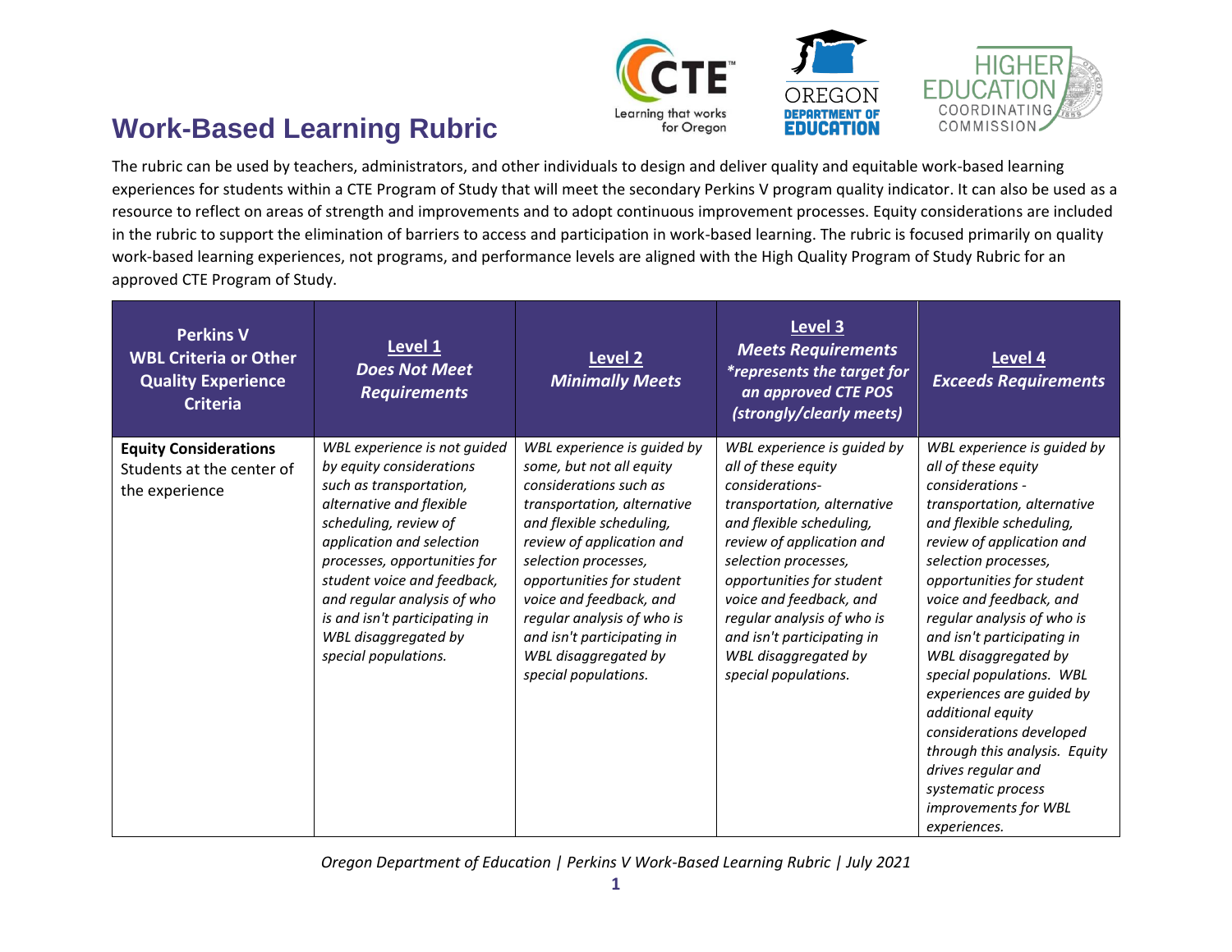# Work-Based Learning Rubric

The rubric can be used by teachers, administrators, and other individuals to design and deliver quality and equitable work-based learning experiences for students within a CTE Program of Study that will meet the secondary Perkins V program quality indicator. It can also be used as a resource to reflect on areas of strength and improvements and to adopt continuous improvement processes. Equity considerations are included in the rubric to support the elimination of barriers to access and participation in work-based learning. The rubric is focused primarily on quality work-based learning experiences, not programs, and performance levels are aligned with the High Quality Program of Study Rubric for an approved CTE Program of Study.

| **Perkins V WBL Criteria or Other Quality Experience Criteria** | **Level 1** ***Does Not Meet Requirements*** | **Level 2** ***Minimally Meets*** | **Level 3** ***Meets Requirements*** ***\*represents the target for an approved CTE POS (strongly/clearly meets)*** | **Level 4** ***Exceeds Requirements*** |
|---|---|---|---|---|
| **Equity Considerations** Students at the center of the experience | *WBL experience is not guided by equity considerations such as transportation, alternative and flexible scheduling, review of application and selection processes, opportunities for student voice and feedback, and regular analysis of who is and isn't participating in WBL disaggregated by special populations.* | *WBL experience is guided by some, but not all equity considerations such as transportation, alternative and flexible scheduling, review of application and selection processes, opportunities for student voice and feedback, and regular analysis of who is and isn't participating in WBL disaggregated by special populations.* | *WBL experience is guided by all of these equity considerations- transportation, alternative and flexible scheduling, review of application and selection processes, opportunities for student voice and feedback, and regular analysis of who is and isn't participating in WBL disaggregated by special populations.* | *WBL experience is guided by all of these equity considerations - transportation, alternative and flexible scheduling, review of application and selection processes, opportunities for student voice and feedback, and regular analysis of who is and isn't participating in WBL disaggregated by special populations. WBL experiences are guided by additional equity considerations developed through this analysis. Equity drives regular and systematic process improvements for WBL experiences.* |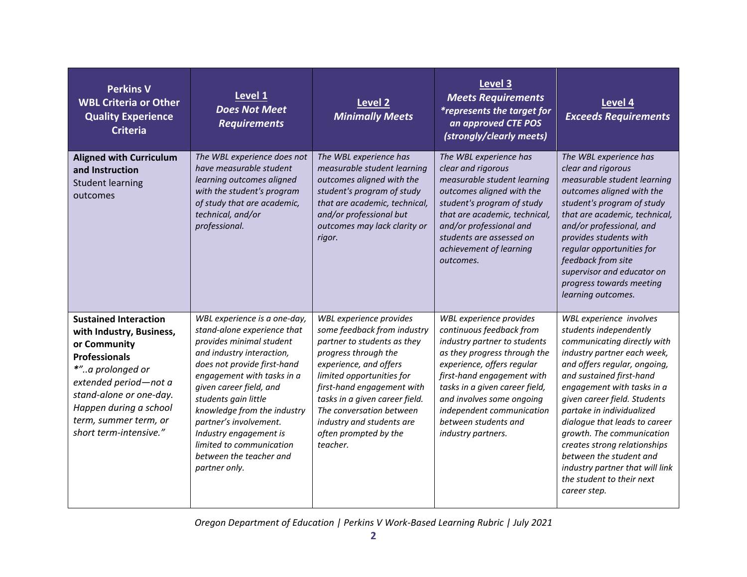| Perkins V WBL Criteria or Other Quality Experience Criteria | Level 1 *Does Not Meet Requirements* | Level 2 *Minimally Meets* | Level 3 *Meets Requirements* *\*represents the target for an approved CTE POS (strongly/clearly meets)* | Level 4 *Exceeds Requirements* |
|---|---|---|---|---|
| **Aligned with Curriculum and Instruction** Student learning outcomes | *The WBL experience does not have measurable student learning outcomes aligned with the student's program of study that are academic, technical, and/or professional.* | *The WBL experience has measurable student learning outcomes aligned with the student's program of study that are academic, technical, and/or professional but outcomes may lack clarity or rigor.* | *The WBL experience has clear and rigorous measurable student learning outcomes aligned with the student's program of study that are academic, technical, and/or professional and students are assessed on achievement of learning outcomes.* | *The WBL experience has clear and rigorous measurable student learning outcomes aligned with the student's program of study that are academic, technical, and/or professional, and provides students with regular opportunities for feedback from site supervisor and educator on progress towards meeting learning outcomes.* |
| **Sustained Interaction with Industry, Business, or Community Professionals** *\*"..a prolonged or extended period—not a stand-alone or one-day. Happen during a school term, summer term, or short term-intensive."* | *WBL experience is a one-day, stand-alone experience that provides minimal student and industry interaction, does not provide first-hand engagement with tasks in a given career field, and students gain little knowledge from the industry partner's involvement. Industry engagement is limited to communication between the teacher and partner only.* | *WBL experience provides some feedback from industry partner to students as they progress through the experience, and offers limited opportunities for first-hand engagement with tasks in a given career field. The conversation between industry and students are often prompted by the teacher.* | *WBL experience provides continuous feedback from industry partner to students as they progress through the experience, offers regular first-hand engagement with tasks in a given career field, and involves some ongoing independent communication between students and industry partners.* | *WBL experience involves students independently communicating directly with industry partner each week, and offers regular, ongoing, and sustained first-hand engagement with tasks in a given career field. Students partake in individualized dialogue that leads to career growth. The communication creates strong relationships between the student and industry partner that will link the student to their next career step.* |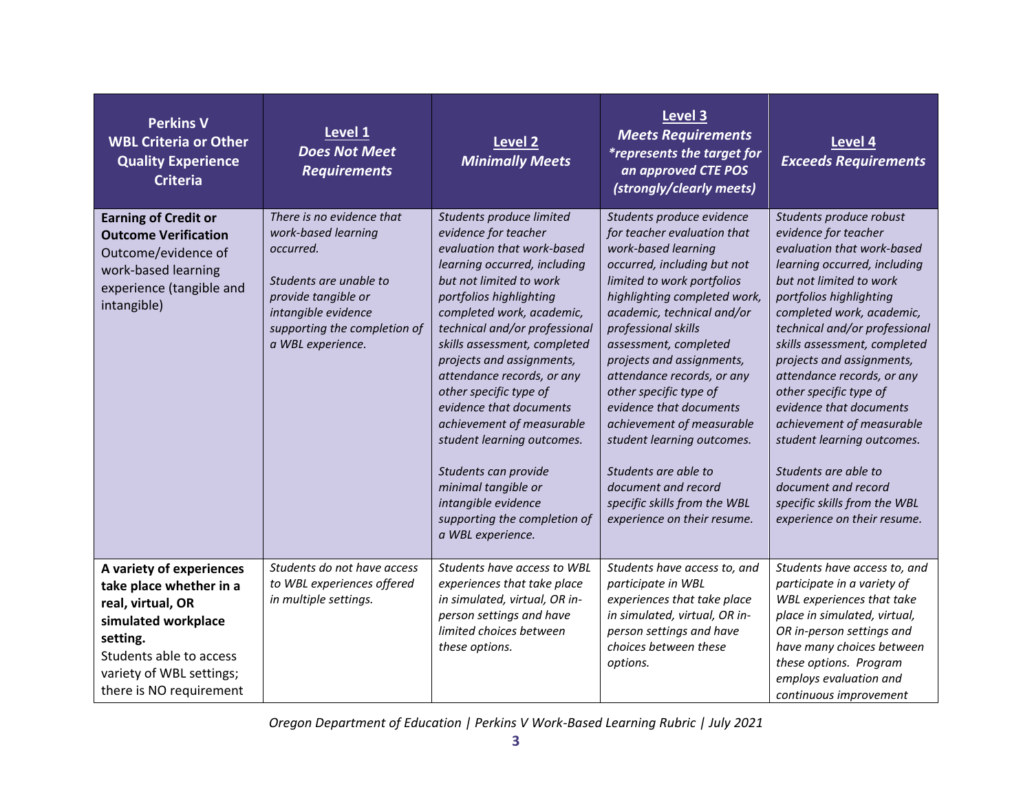| **Perkins V WBL Criteria or Other Quality Experience Criteria** | **Level 1** ***Does Not Meet Requirements*** | **Level 2** ***Minimally Meets*** | **Level 3** ***Meets Requirements*** ***\*represents the target for an approved CTE POS (strongly/clearly meets)*** | **Level 4** ***Exceeds Requirements*** |
|---|---|---|---|---|
| **Earning of Credit or Outcome Verification** Outcome/evidence of work-based learning experience (tangible and intangible) | *There is no evidence that work-based learning occurred.*<br><br>*Students are unable to provide tangible or intangible evidence supporting the completion of a WBL experience.* | *Students produce limited evidence for teacher evaluation that work-based learning occurred, including but not limited to work portfolios highlighting completed work, academic, technical and/or professional skills assessment, completed projects and assignments, attendance records, or any other specific type of evidence that documents achievement of measurable student learning outcomes.*<br><br>*Students can provide minimal tangible or intangible evidence supporting the completion of a WBL experience.* | *Students produce evidence for teacher evaluation that work-based learning occurred, including but not limited to work portfolios highlighting completed work, academic, technical and/or professional skills assessment, completed projects and assignments, attendance records, or any other specific type of evidence that documents achievement of measurable student learning outcomes.*<br><br>*Students are able to document and record specific skills from the WBL experience on their resume.* | *Students produce robust evidence for teacher evaluation that work-based learning occurred, including but not limited to work portfolios highlighting completed work, academic, technical and/or professional skills assessment, completed projects and assignments, attendance records, or any other specific type of evidence that documents achievement of measurable student learning outcomes.*<br><br>*Students are able to document and record specific skills from the WBL experience on their resume.* |
| **A variety of experiences take place whether in a real, virtual, OR simulated workplace setting.** Students able to access variety of WBL settings; there is NO requirement | *Students do not have access to WBL experiences offered in multiple settings.* | *Students have access to WBL experiences that take place in simulated, virtual, OR in-person settings and have limited choices between these options.* | *Students have access to, and participate in WBL experiences that take place in simulated, virtual, OR in-person settings and have choices between these options.* | *Students have access to, and participate in a variety of WBL experiences that take place in simulated, virtual, OR in-person settings and have many choices between these options. Program employs evaluation and continuous improvement* |

*Oregon Department of Education | Perkins V Work-Based Learning Rubric | July 2021*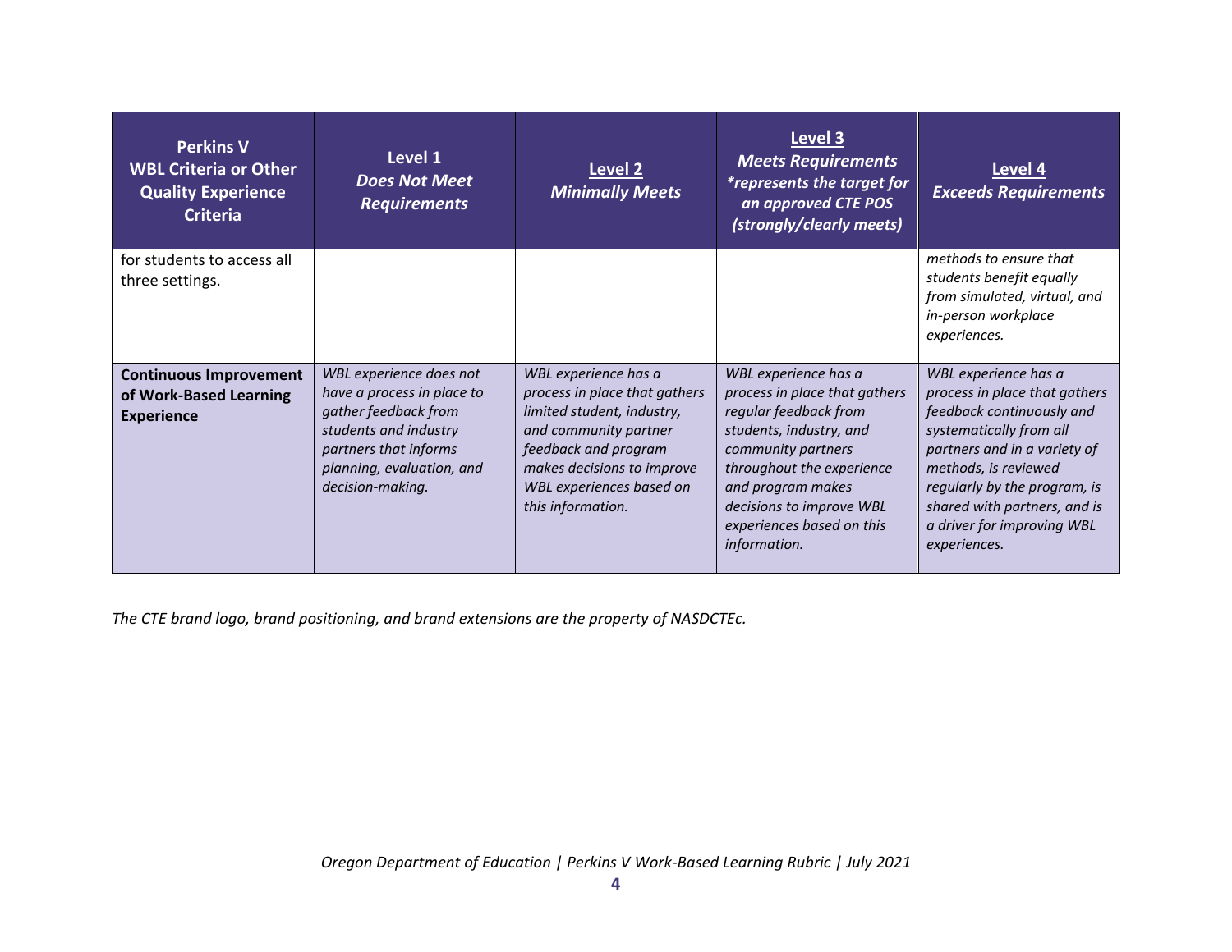| **Perkins V WBL Criteria or Other Quality Experience Criteria** | **Level 1** ***Does Not Meet Requirements*** | **Level 2** ***Minimally Meets*** | **Level 3** ***Meets Requirements*** ***\*represents the target for an approved CTE POS (strongly/clearly meets)*** | **Level 4** ***Exceeds Requirements*** |
|---|---|---|---|---|
| for students to access all three settings. | | | | *methods to ensure that students benefit equally from simulated, virtual, and in-person workplace experiences.* |
| **Continuous Improvement of Work-Based Learning Experience** | *WBL experience does not have a process in place to gather feedback from students and industry partners that informs planning, evaluation, and decision-making.* | *WBL experience has a process in place that gathers limited student, industry, and community partner feedback and program makes decisions to improve WBL experiences based on this information.* | *WBL experience has a process in place that gathers regular feedback from students, industry, and community partners throughout the experience and program makes decisions to improve WBL experiences based on this information.* | *WBL experience has a process in place that gathers feedback continuously and systematically from all partners and in a variety of methods, is reviewed regularly by the program, is shared with partners, and is a driver for improving WBL experiences.* |

*The CTE brand logo, brand positioning, and brand extensions are the property of NASDCTEc.*